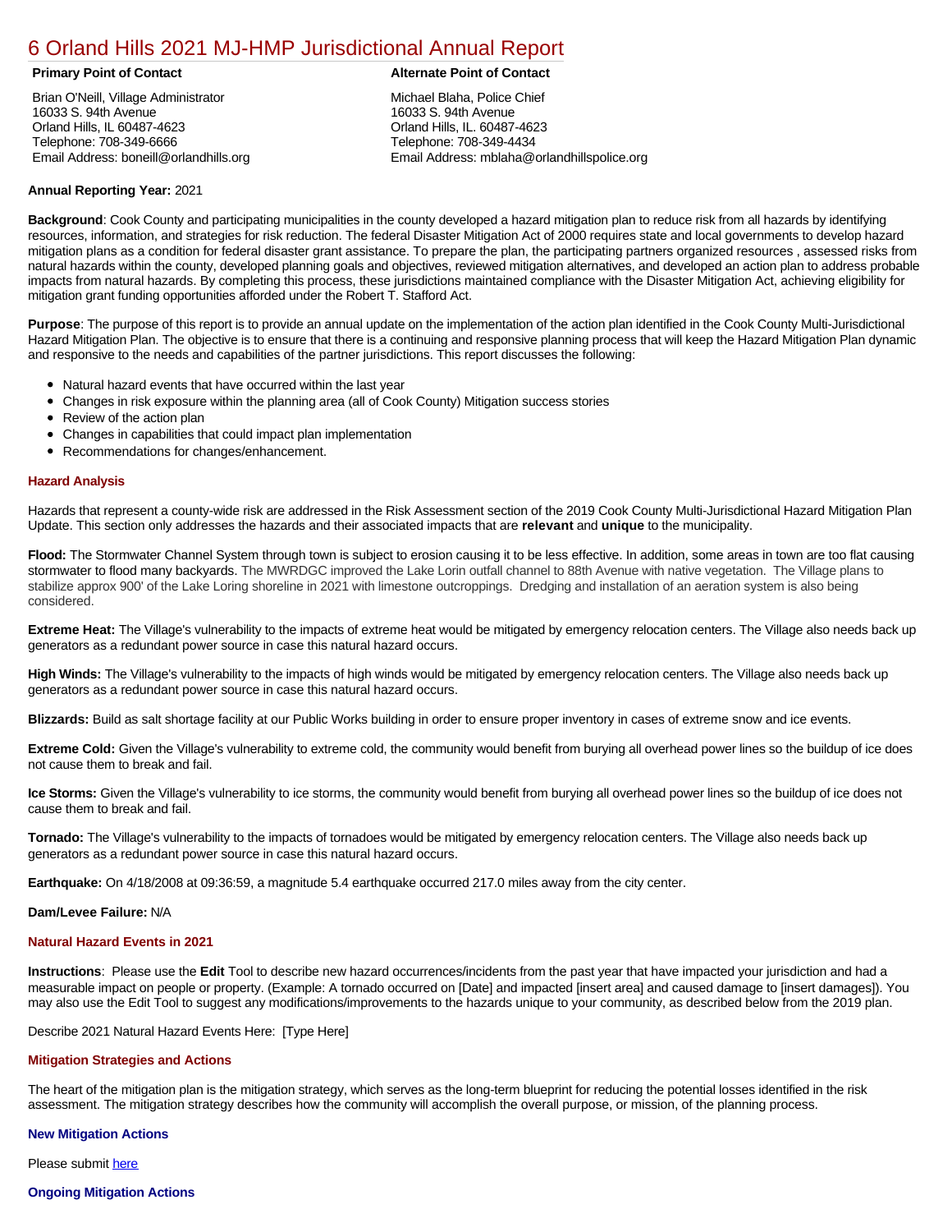# 6 Orland Hills 2021 MJ-HMP Jurisdictional Annual Report

**Primary Point of Contact**

Brian O'Neill, Village Administrator
16033 S. 94th Avenue
Orland Hills, IL 60487-4623
Telephone: 708-349-6666
Email Address: boneill@orlandhills.org

**Alternate Point of Contact**

Michael Blaha, Police Chief
16033 S. 94th Avenue
Orland Hills, IL. 60487-4623
Telephone: 708-349-4434
Email Address: mblaha@orlandhillspolice.org

**Annual Reporting Year:** 2021

**Background**: Cook County and participating municipalities in the county developed a hazard mitigation plan to reduce risk from all hazards by identifying resources, information, and strategies for risk reduction. The federal Disaster Mitigation Act of 2000 requires state and local governments to develop hazard mitigation plans as a condition for federal disaster grant assistance. To prepare the plan, the participating partners organized resources , assessed risks from natural hazards within the county, developed planning goals and objectives, reviewed mitigation alternatives, and developed an action plan to address probable impacts from natural hazards. By completing this process, these jurisdictions maintained compliance with the Disaster Mitigation Act, achieving eligibility for mitigation grant funding opportunities afforded under the Robert T. Stafford Act.

**Purpose**: The purpose of this report is to provide an annual update on the implementation of the action plan identified in the Cook County Multi-Jurisdictional Hazard Mitigation Plan. The objective is to ensure that there is a continuing and responsive planning process that will keep the Hazard Mitigation Plan dynamic and responsive to the needs and capabilities of the partner jurisdictions. This report discusses the following:

- Natural hazard events that have occurred within the last year
- Changes in risk exposure within the planning area (all of Cook County) Mitigation success stories
- Review of the action plan
- Changes in capabilities that could impact plan implementation
- Recommendations for changes/enhancement.

## Hazard Analysis

Hazards that represent a county-wide risk are addressed in the Risk Assessment section of the 2019 Cook County Multi-Jurisdictional Hazard Mitigation Plan Update. This section only addresses the hazards and their associated impacts that are **relevant** and **unique** to the municipality.

**Flood:** The Stormwater Channel System through town is subject to erosion causing it to be less effective. In addition, some areas in town are too flat causing stormwater to flood many backyards. The MWRDGC improved the Lake Lorin outfall channel to 88th Avenue with native vegetation. The Village plans to stabilize approx 900' of the Lake Loring shoreline in 2021 with limestone outcroppings. Dredging and installation of an aeration system is also being considered.

**Extreme Heat:** The Village's vulnerability to the impacts of extreme heat would be mitigated by emergency relocation centers. The Village also needs back up generators as a redundant power source in case this natural hazard occurs.

**High Winds:** The Village's vulnerability to the impacts of high winds would be mitigated by emergency relocation centers. The Village also needs back up generators as a redundant power source in case this natural hazard occurs.

**Blizzards:** Build as salt shortage facility at our Public Works building in order to ensure proper inventory in cases of extreme snow and ice events.

**Extreme Cold:** Given the Village's vulnerability to extreme cold, the community would benefit from burying all overhead power lines so the buildup of ice does not cause them to break and fail.

**Ice Storms:** Given the Village's vulnerability to ice storms, the community would benefit from burying all overhead power lines so the buildup of ice does not cause them to break and fail.

**Tornado:** The Village's vulnerability to the impacts of tornadoes would be mitigated by emergency relocation centers. The Village also needs back up generators as a redundant power source in case this natural hazard occurs.

**Earthquake:** On 4/18/2008 at 09:36:59, a magnitude 5.4 earthquake occurred 217.0 miles away from the city center.

**Dam/Levee Failure:** N/A

## Natural Hazard Events in 2021

**Instructions**: Please use the **Edit** Tool to describe new hazard occurrences/incidents from the past year that have impacted your jurisdiction and had a measurable impact on people or property. (Example: A tornado occurred on [Date] and impacted [insert area] and caused damage to [insert damages]). You may also use the Edit Tool to suggest any modifications/improvements to the hazards unique to your community, as described below from the 2019 plan.

Describe 2021 Natural Hazard Events Here: [Type Here]

## Mitigation Strategies and Actions

The heart of the mitigation plan is the mitigation strategy, which serves as the long-term blueprint for reducing the potential losses identified in the risk assessment. The mitigation strategy describes how the community will accomplish the overall purpose, or mission, of the planning process.

### New Mitigation Actions

Please submit here

### Ongoing Mitigation Actions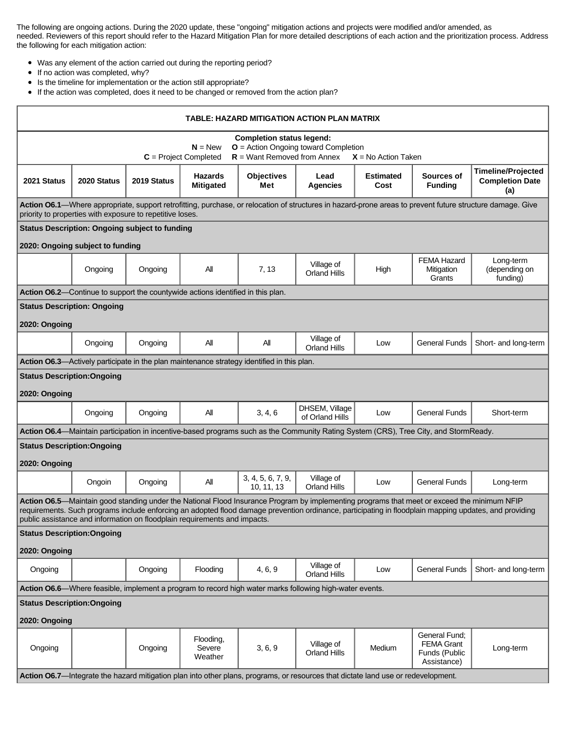The following are ongoing actions. During the 2020 update, these "ongoing" mitigation actions and projects were modified and/or amended, as needed. Reviewers of this report should refer to the Hazard Mitigation Plan for more detailed descriptions of each action and the prioritization process. Address the following for each mitigation action:

- Was any element of the action carried out during the reporting period?
- If no action was completed, why?
- Is the timeline for implementation or the action still appropriate?
- If the action was completed, does it need to be changed or removed from the action plan?

**TABLE: HAZARD MITIGATION ACTION PLAN MATRIX**

**Completion status legend:**
**N** = New **O** = Action Ongoing toward Completion
**C** = Project Completed **R** = Want Removed from Annex **X** = No Action Taken

| 2021 Status | 2020 Status | 2019 Status | Hazards Mitigated | Objectives Met | Lead Agencies | Estimated Cost | Sources of Funding | Timeline/Projected Completion Date (a) |
|---|---|---|---|---|---|---|---|---|
| **Action O6.1**—Where appropriate, support retrofitting, purchase, or relocation of structures in hazard-prone areas to prevent future structure damage. Give priority to properties with exposure to repetitive loses. | | | | | | | | |
| **Status Description: Ongoing subject to funding** **2020: Ongoing subject to funding** | | | | | | | | |
| | Ongoing | Ongoing | All | 7, 13 | Village of Orland Hills | High | FEMA Hazard Mitigation Grants | Long-term (depending on funding) |
| **Action O6.2**—Continue to support the countywide actions identified in this plan. | | | | | | | | |
| **Status Description: Ongoing** **2020: Ongoing** | | | | | | | | |
| | Ongoing | Ongoing | All | All | Village of Orland Hills | Low | General Funds | Short- and long-term |
| **Action O6.3**—Actively participate in the plan maintenance strategy identified in this plan. | | | | | | | | |
| **Status Description:Ongoing** **2020: Ongoing** | | | | | | | | |
| | Ongoing | Ongoing | All | 3, 4, 6 | DHSEM, Village of Orland Hills | Low | General Funds | Short-term |
| **Action O6.4**—Maintain participation in incentive-based programs such as the Community Rating System (CRS), Tree City, and StormReady. | | | | | | | | |
| **Status Description:Ongoing** **2020: Ongoing** | | | | | | | | |
| | Ongoin | Ongoing | All | 3, 4, 5, 6, 7, 9, 10, 11, 13 | Village of Orland Hills | Low | General Funds | Long-term |
| **Action O6.5**—Maintain good standing under the National Flood Insurance Program by implementing programs that meet or exceed the minimum NFIP requirements. Such programs include enforcing an adopted flood damage prevention ordinance, participating in floodplain mapping updates, and providing public assistance and information on floodplain requirements and impacts. | | | | | | | | |
| **Status Description:Ongoing** **2020: Ongoing** | | | | | | | | |
| Ongoing | | Ongoing | Flooding | 4, 6, 9 | Village of Orland Hills | Low | General Funds | Short- and long-term |
| **Action O6.6**—Where feasible, implement a program to record high water marks following high-water events. | | | | | | | | |
| **Status Description:Ongoing** **2020: Ongoing** | | | | | | | | |
| Ongoing | | Ongoing | Flooding, Severe Weather | 3, 6, 9 | Village of Orland Hills | Medium | General Fund; FEMA Grant Funds (Public Assistance) | Long-term |
| **Action O6.7**—Integrate the hazard mitigation plan into other plans, programs, or resources that dictate land use or redevelopment. | | | | | | | | |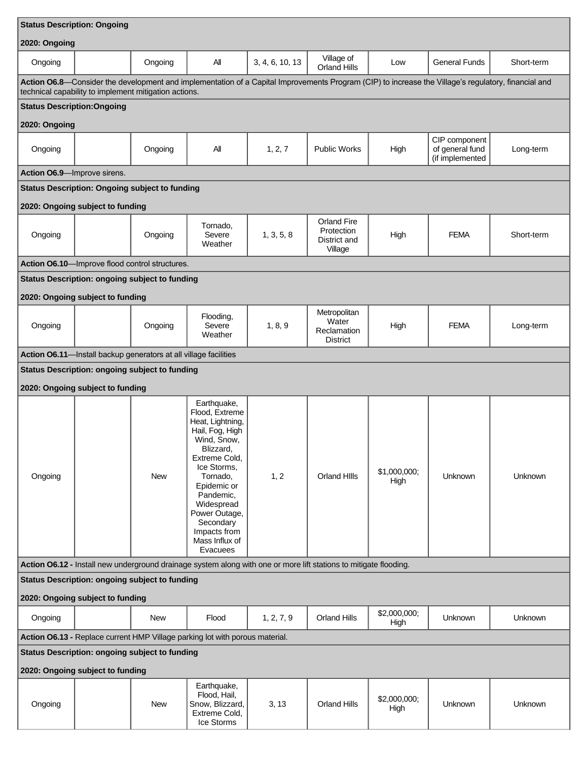| | | | | | | | | |
|---|---|---|---|---|---|---|---|---|
| **Status Description: Ongoing**<br><br>**2020: Ongoing** | | | | | | | | |
| Ongoing | | Ongoing | All | 3, 4, 6, 10, 13 | Village of Orland Hills | Low | General Funds | Short-term |
| **Action O6.8**—Consider the development and implementation of a Capital Improvements Program (CIP) to increase the Village's regulatory, financial and technical capability to implement mitigation actions. | | | | | | | | |
| **Status Description:Ongoing**<br><br>**2020: Ongoing** | | | | | | | | |
| Ongoing | | Ongoing | All | 1, 2, 7 | Public Works | High | CIP component of general fund (if implemented | Long-term |
| **Action O6.9**—Improve sirens. | | | | | | | | |
| **Status Description: Ongoing subject to funding**<br><br>**2020: Ongoing subject to funding** | | | | | | | | |
| Ongoing | | Ongoing | Tornado, Severe Weather | 1, 3, 5, 8 | Orland Fire Protection District and Village | High | FEMA | Short-term |
| **Action O6.10**—Improve flood control structures. | | | | | | | | |
| **Status Description: ongoing subject to funding**<br><br>**2020: Ongoing subject to funding** | | | | | | | | |
| Ongoing | | Ongoing | Flooding, Severe Weather | 1, 8, 9 | Metropolitan Water Reclamation District | High | FEMA | Long-term |
| **Action O6.11**—Install backup generators at all village facilities | | | | | | | | |
| **Status Description: ongoing subject to funding**<br><br>**2020: Ongoing subject to funding** | | | | | | | | |
| Ongoing | | New | Earthquake, Flood, Extreme Heat, Lightning, Hail, Fog, High Wind, Snow, Blizzard, Extreme Cold, Ice Storms, Tornado, Epidemic or Pandemic, Widespread Power Outage, Secondary Impacts from Mass Influx of Evacuees | 1, 2 | Orland HIlls | $1,000,000; High | Unknown | Unknown |
| **Action O6.12 -** Install new underground drainage system along with one or more lift stations to mitigate flooding. | | | | | | | | |
| **Status Description: ongoing subject to funding**<br><br>**2020: Ongoing subject to funding** | | | | | | | | |
| Ongoing | | New | Flood | 1, 2, 7, 9 | Orland Hills | $2,000,000; High | Unknown | Unknown |
| **Action O6.13 -** Replace current HMP Village parking lot with porous material. | | | | | | | | |
| **Status Description: ongoing subject to funding**<br><br>**2020: Ongoing subject to funding** | | | | | | | | |
| Ongoing | | New | Earthquake, Flood, Hail, Snow, Blizzard, Extreme Cold, Ice Storms | 3, 13 | Orland Hills | $2,000,000; High | Unknown | Unknown |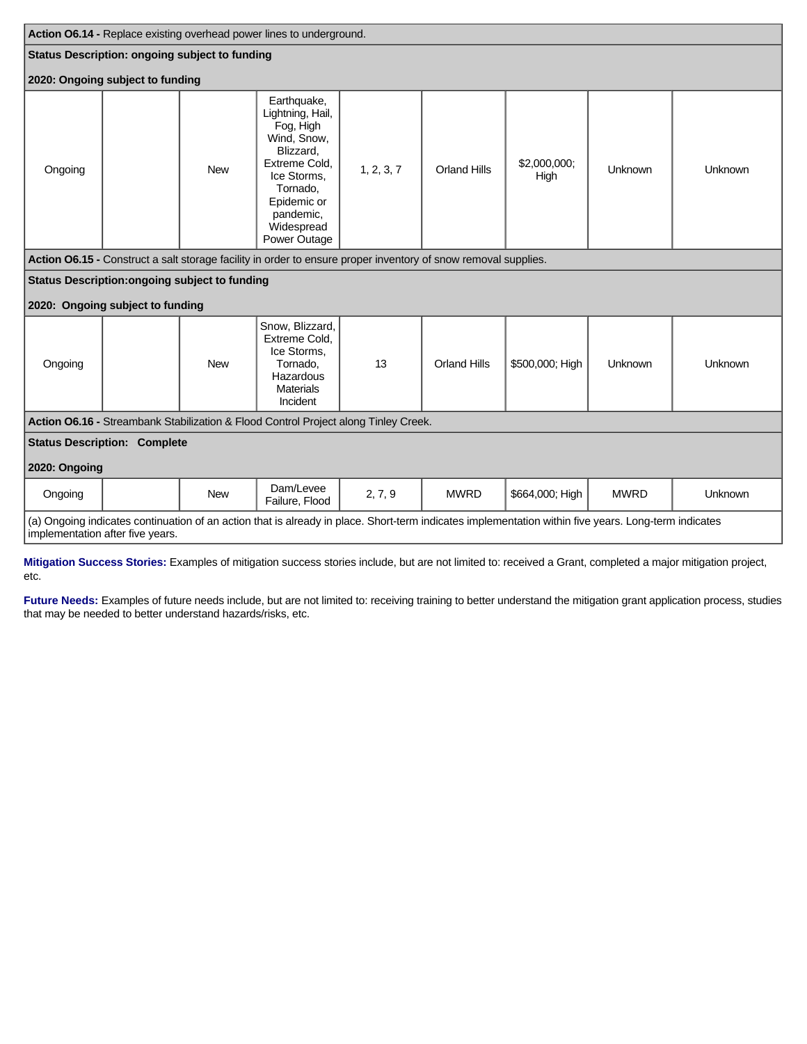| | | | | | | | | |
|---|---|---|---|---|---|---|---|---|
| **Action O6.14 -** Replace existing overhead power lines to underground. | | | | | | | | |
| **Status Description: ongoing subject to funding**<br><br>**2020: Ongoing subject to funding** | | | | | | | | |
| Ongoing | | New | Earthquake, Lightning, Hail, Fog, High Wind, Snow, Blizzard, Extreme Cold, Ice Storms, Tornado, Epidemic or pandemic, Widespread Power Outage | 1, 2, 3, 7 | Orland Hills | $2,000,000; High | Unknown | Unknown |
| **Action O6.15 -** Construct a salt storage facility in order to ensure proper inventory of snow removal supplies. | | | | | | | | |
| **Status Description:ongoing subject to funding**<br><br>**2020: Ongoing subject to funding** | | | | | | | | |
| Ongoing | | New | Snow, Blizzard, Extreme Cold, Ice Storms, Tornado, Hazardous Materials Incident | 13 | Orland Hills | $500,000; High | Unknown | Unknown |
| **Action O6.16 -** Streambank Stabilization & Flood Control Project along Tinley Creek. | | | | | | | | |
| **Status Description: Complete**<br><br>**2020: Ongoing** | | | | | | | | |
| Ongoing | | New | Dam/Levee Failure, Flood | 2, 7, 9 | MWRD | $664,000; High | MWRD | Unknown |
| (a) Ongoing indicates continuation of an action that is already in place. Short-term indicates implementation within five years. Long-term indicates implementation after five years. | | | | | | | | |

**Mitigation Success Stories:** Examples of mitigation success stories include, but are not limited to: received a Grant, completed a major mitigation project, etc.

**Future Needs:** Examples of future needs include, but are not limited to: receiving training to better understand the mitigation grant application process, studies that may be needed to better understand hazards/risks, etc.